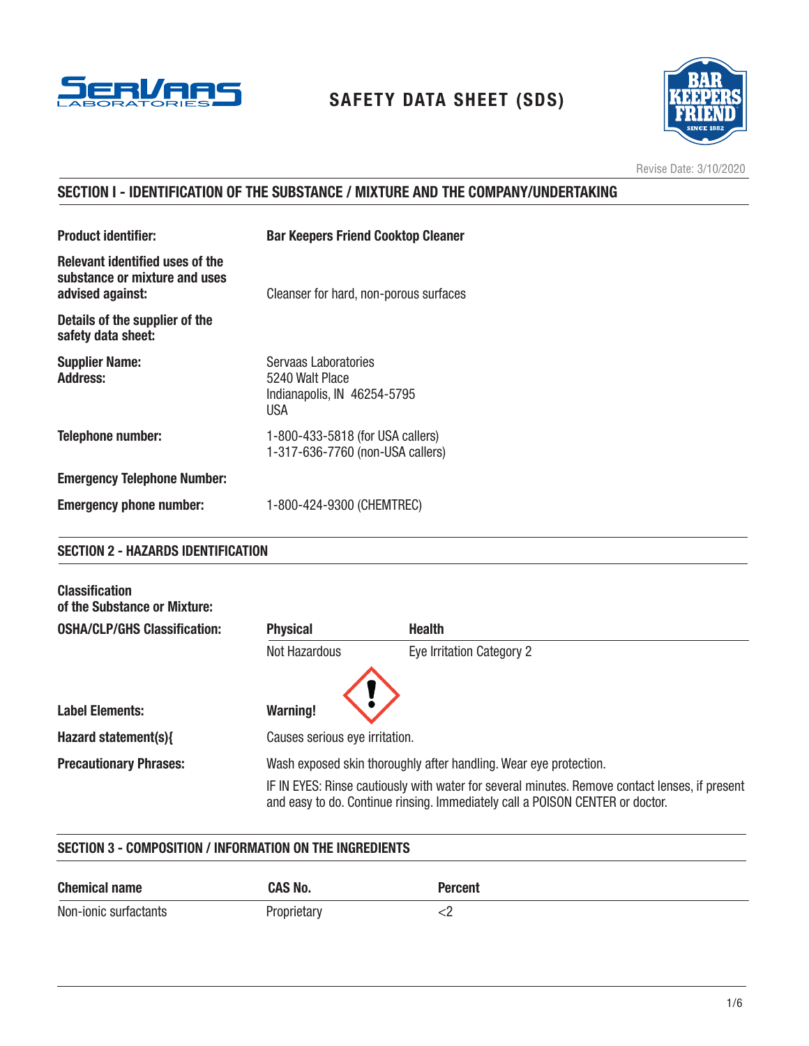# SAFETY DATA SHEET (SDS)

Revise Date: 3/10/2020

## SECTION I - IDENTIFICATION OF THE SUBSTANCE / MIXTURE AND THE COMPANY/UNDERTAKING

| | |
|---|---|
| **Product identifier:** | **Bar Keepers Friend Cooktop Cleaner** |
| **Relevant identified uses of the substance or mixture and uses advised against:** | Cleanser for hard, non-porous surfaces |
| **Details of the supplier of the safety data sheet:** | |
| **Supplier Name:** **Address:** | Servaas Laboratories 5240 Walt Place Indianapolis, IN 46254-5795 USA |
| **Telephone number:** | 1-800-433-5818 (for USA callers) 1-317-636-7760 (non-USA callers) |
| **Emergency Telephone Number:** | |
| **Emergency phone number:** | 1-800-424-9300 (CHEMTREC) |

## SECTION 2 - HAZARDS IDENTIFICATION

**Classification of the Substance or Mixture:**

| **OSHA/CLP/GHS Classification:** | **Physical** | **Health** |
|---|---|---|
| | Not Hazardous | Eye Irritation Category 2 |

**Label Elements:** **Warning!**

**Hazard statement(s){** Causes serious eye irritation.

**Precautionary Phrases:** Wash exposed skin thoroughly after handling. Wear eye protection.

IF IN EYES: Rinse cautiously with water for several minutes. Remove contact lenses, if present and easy to do. Continue rinsing. Immediately call a POISON CENTER or doctor.

## SECTION 3 - COMPOSITION / INFORMATION ON THE INGREDIENTS

| Chemical name | CAS No. | Percent |
|---|---|---|
| Non-ionic surfactants | Proprietary | <2 |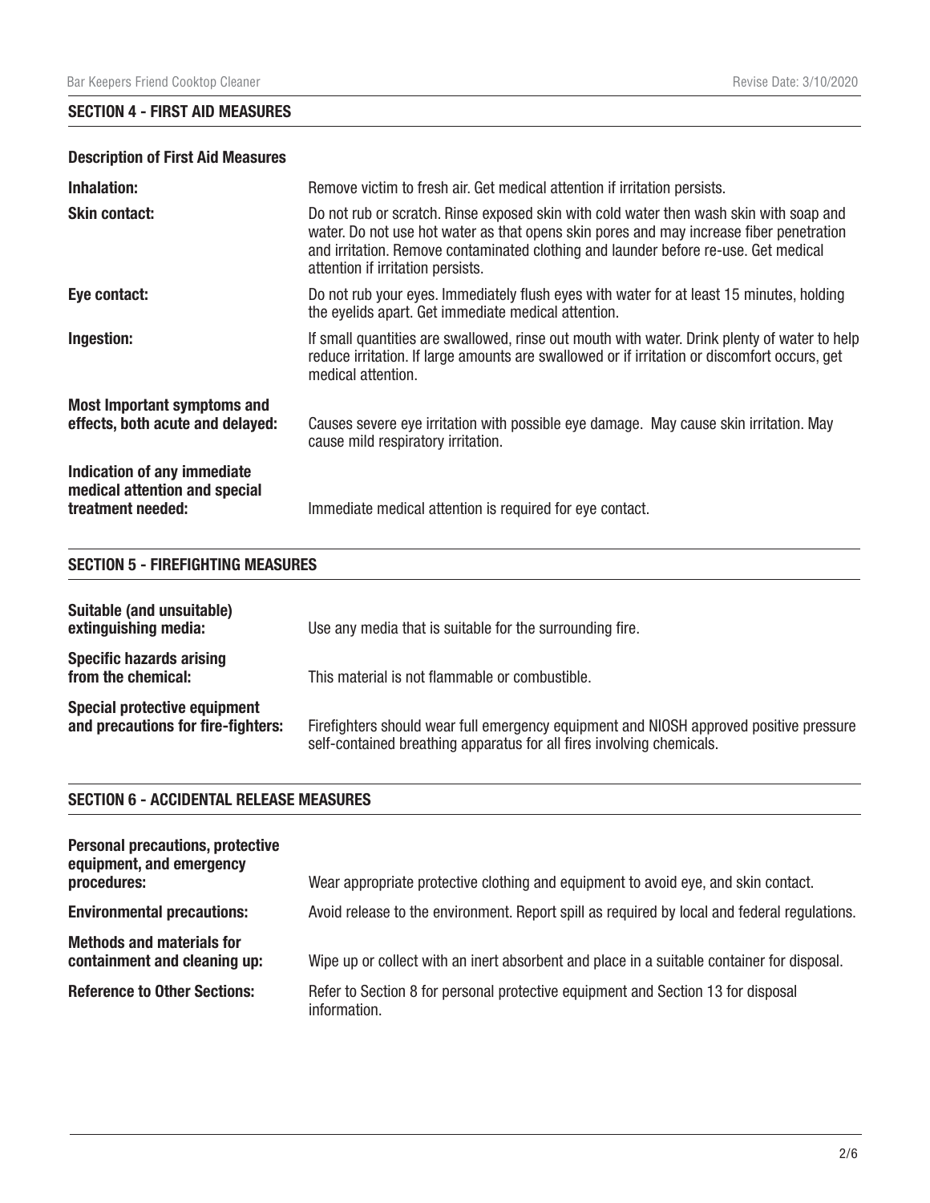## SECTION 4 - FIRST AID MEASURES

### Description of First Aid Measures

**Inhalation:** Remove victim to fresh air. Get medical attention if irritation persists.

**Skin contact:** Do not rub or scratch. Rinse exposed skin with cold water then wash skin with soap and water. Do not use hot water as that opens skin pores and may increase fiber penetration and irritation. Remove contaminated clothing and launder before re-use. Get medical attention if irritation persists.

**Eye contact:** Do not rub your eyes. Immediately flush eyes with water for at least 15 minutes, holding the eyelids apart. Get immediate medical attention.

**Ingestion:** If small quantities are swallowed, rinse out mouth with water. Drink plenty of water to help reduce irritation. If large amounts are swallowed or if irritation or discomfort occurs, get medical attention.

**Most Important symptoms and effects, both acute and delayed:** Causes severe eye irritation with possible eye damage. May cause skin irritation. May cause mild respiratory irritation.

**Indication of any immediate medical attention and special treatment needed:** Immediate medical attention is required for eye contact.

## SECTION 5 - FIREFIGHTING MEASURES

**Suitable (and unsuitable) extinguishing media:** Use any media that is suitable for the surrounding fire.

**Specific hazards arising from the chemical:** This material is not flammable or combustible.

**Special protective equipment and precautions for fire-fighters:** Firefighters should wear full emergency equipment and NIOSH approved positive pressure self-contained breathing apparatus for all fires involving chemicals.

## SECTION 6 - ACCIDENTAL RELEASE MEASURES

**Personal precautions, protective equipment, and emergency procedures:** Wear appropriate protective clothing and equipment to avoid eye, and skin contact.

**Environmental precautions:** Avoid release to the environment. Report spill as required by local and federal regulations.

**Methods and materials for containment and cleaning up:** Wipe up or collect with an inert absorbent and place in a suitable container for disposal.

**Reference to Other Sections:** Refer to Section 8 for personal protective equipment and Section 13 for disposal information.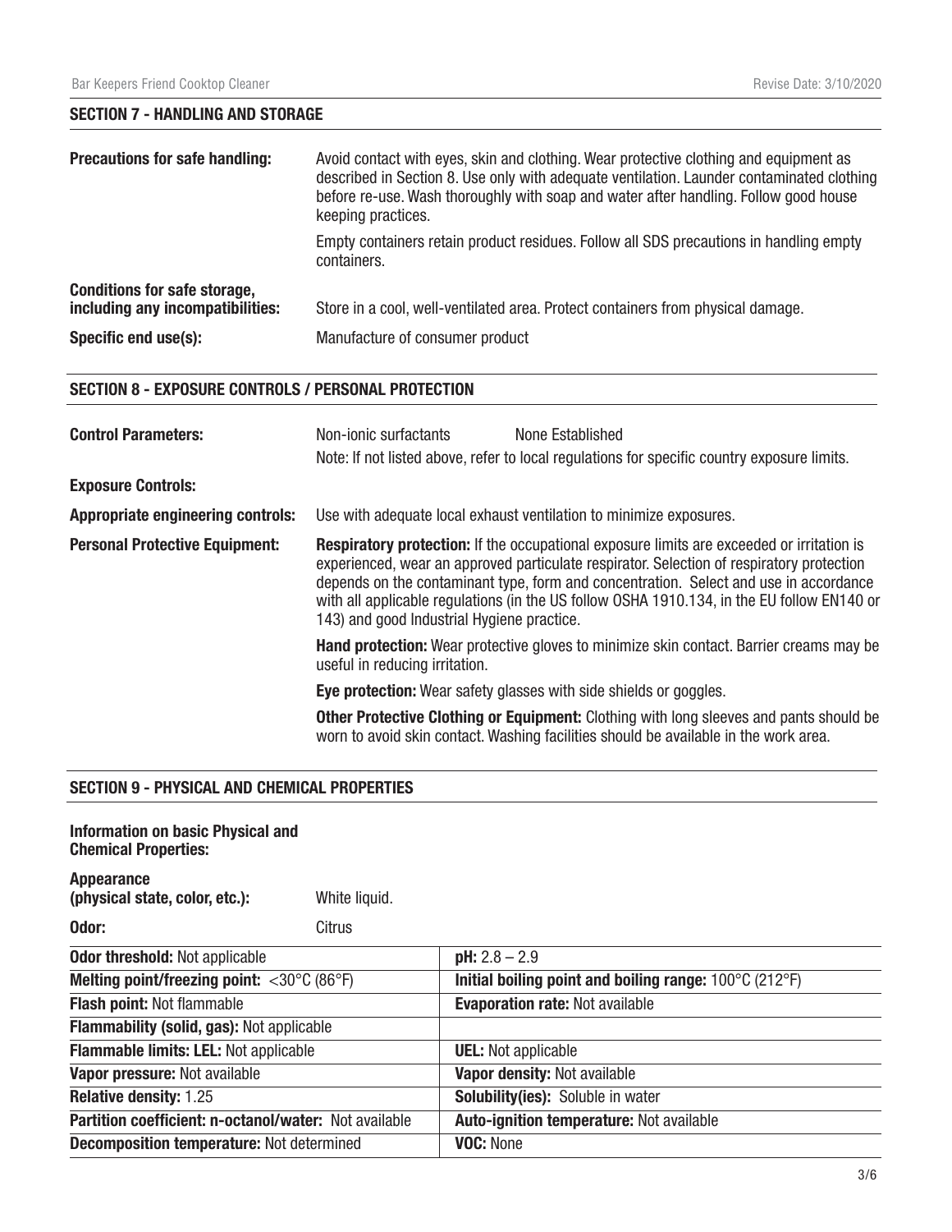## SECTION 7 - HANDLING AND STORAGE

**Precautions for safe handling:** Avoid contact with eyes, skin and clothing. Wear protective clothing and equipment as described in Section 8. Use only with adequate ventilation. Launder contaminated clothing before re-use. Wash thoroughly with soap and water after handling. Follow good house keeping practices.

Empty containers retain product residues. Follow all SDS precautions in handling empty containers.

**Conditions for safe storage, including any incompatibilities:** Store in a cool, well-ventilated area. Protect containers from physical damage.

**Specific end use(s):** Manufacture of consumer product

## SECTION 8 - EXPOSURE CONTROLS / PERSONAL PROTECTION

**Control Parameters:** Non-ionic surfactants None Established

Note: If not listed above, refer to local regulations for specific country exposure limits.

**Exposure Controls:**

**Appropriate engineering controls:** Use with adequate local exhaust ventilation to minimize exposures.

**Personal Protective Equipment:**

**Respiratory protection:** If the occupational exposure limits are exceeded or irritation is experienced, wear an approved particulate respirator. Selection of respiratory protection depends on the contaminant type, form and concentration. Select and use in accordance with all applicable regulations (in the US follow OSHA 1910.134, in the EU follow EN140 or 143) and good Industrial Hygiene practice.

**Hand protection:** Wear protective gloves to minimize skin contact. Barrier creams may be useful in reducing irritation.

**Eye protection:** Wear safety glasses with side shields or goggles.

**Other Protective Clothing or Equipment:** Clothing with long sleeves and pants should be worn to avoid skin contact. Washing facilities should be available in the work area.

## SECTION 9 - PHYSICAL AND CHEMICAL PROPERTIES

**Information on basic Physical and Chemical Properties:**

**Appearance (physical state, color, etc.):** White liquid.

**Odor:** Citrus

| | |
|---|---|
| **Odor threshold:** Not applicable | **pH:** 2.8 – 2.9 |
| **Melting point/freezing point:** <30°C (86°F) | **Initial boiling point and boiling range:** 100°C (212°F) |
| **Flash point:** Not flammable | **Evaporation rate:** Not available |
| **Flammability (solid, gas):** Not applicable | |
| **Flammable limits: LEL:** Not applicable | **UEL:** Not applicable |
| **Vapor pressure:** Not available | **Vapor density:** Not available |
| **Relative density:** 1.25 | **Solubility(ies):** Soluble in water |
| **Partition coefficient: n-octanol/water:** Not available | **Auto-ignition temperature:** Not available |
| **Decomposition temperature:** Not determined | **VOC:** None |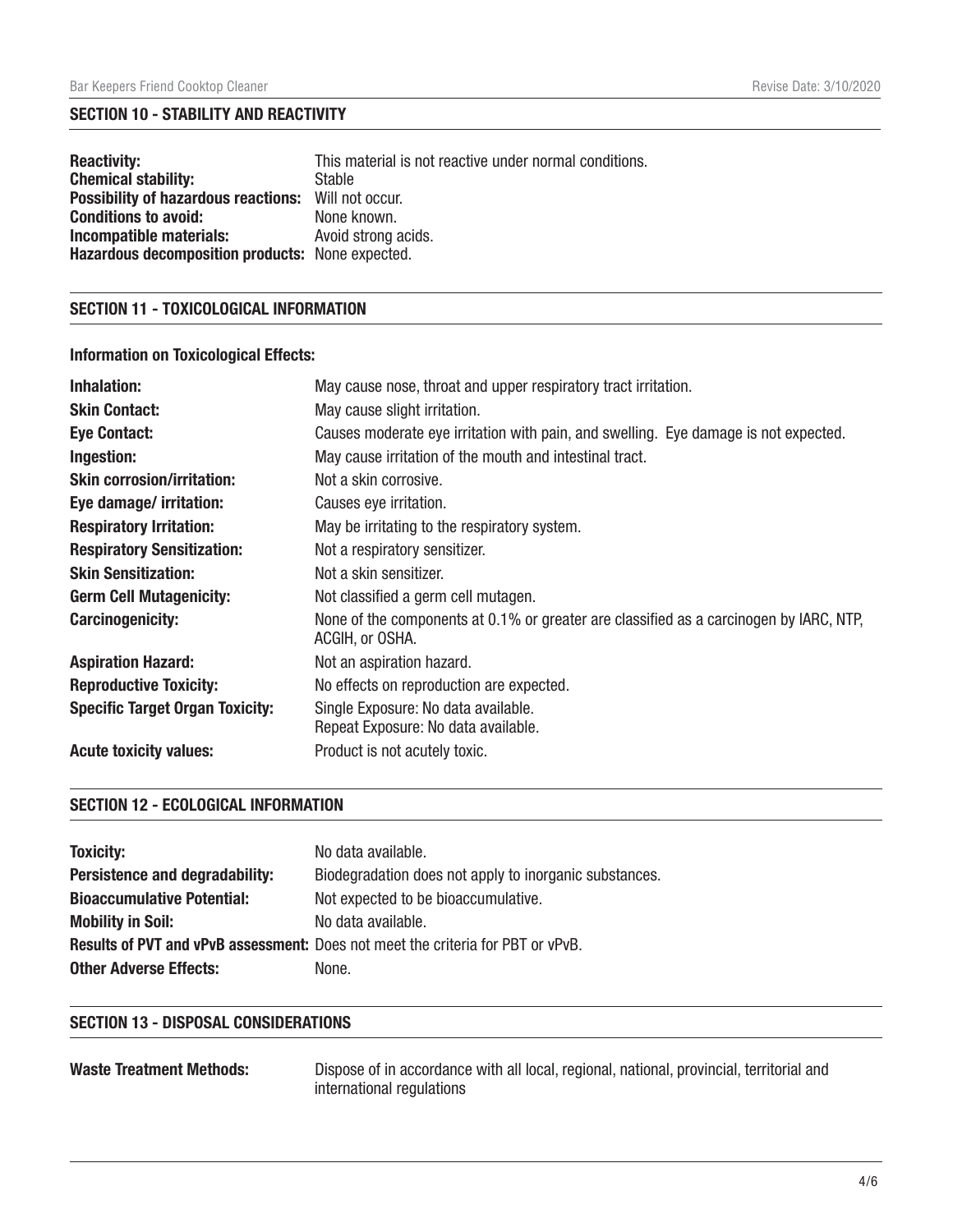## SECTION 10 - STABILITY AND REACTIVITY

**Reactivity:** This material is not reactive under normal conditions.
**Chemical stability:** Stable
**Possibility of hazardous reactions:** Will not occur.
**Conditions to avoid:** None known.
**Incompatible materials:** Avoid strong acids.
**Hazardous decomposition products:** None expected.

## SECTION 11 - TOXICOLOGICAL INFORMATION

**Information on Toxicological Effects:**

| | |
|---|---|
| **Inhalation:** | May cause nose, throat and upper respiratory tract irritation. |
| **Skin Contact:** | May cause slight irritation. |
| **Eye Contact:** | Causes moderate eye irritation with pain, and swelling. Eye damage is not expected. |
| **Ingestion:** | May cause irritation of the mouth and intestinal tract. |
| **Skin corrosion/irritation:** | Not a skin corrosive. |
| **Eye damage/ irritation:** | Causes eye irritation. |
| **Respiratory Irritation:** | May be irritating to the respiratory system. |
| **Respiratory Sensitization:** | Not a respiratory sensitizer. |
| **Skin Sensitization:** | Not a skin sensitizer. |
| **Germ Cell Mutagenicity:** | Not classified a germ cell mutagen. |
| **Carcinogenicity:** | None of the components at 0.1% or greater are classified as a carcinogen by IARC, NTP, ACGIH, or OSHA. |
| **Aspiration Hazard:** | Not an aspiration hazard. |
| **Reproductive Toxicity:** | No effects on reproduction are expected. |
| **Specific Target Organ Toxicity:** | Single Exposure: No data available.<br>Repeat Exposure: No data available. |
| **Acute toxicity values:** | Product is not acutely toxic. |

## SECTION 12 - ECOLOGICAL INFORMATION

| | |
|---|---|
| **Toxicity:** | No data available. |
| **Persistence and degradability:** | Biodegradation does not apply to inorganic substances. |
| **Bioaccumulative Potential:** | Not expected to be bioaccumulative. |
| **Mobility in Soil:** | No data available. |
| **Results of PVT and vPvB assessment:** | Does not meet the criteria for PBT or vPvB. |
| **Other Adverse Effects:** | None. |

## SECTION 13 - DISPOSAL CONSIDERATIONS

**Waste Treatment Methods:** Dispose of in accordance with all local, regional, national, provincial, territorial and international regulations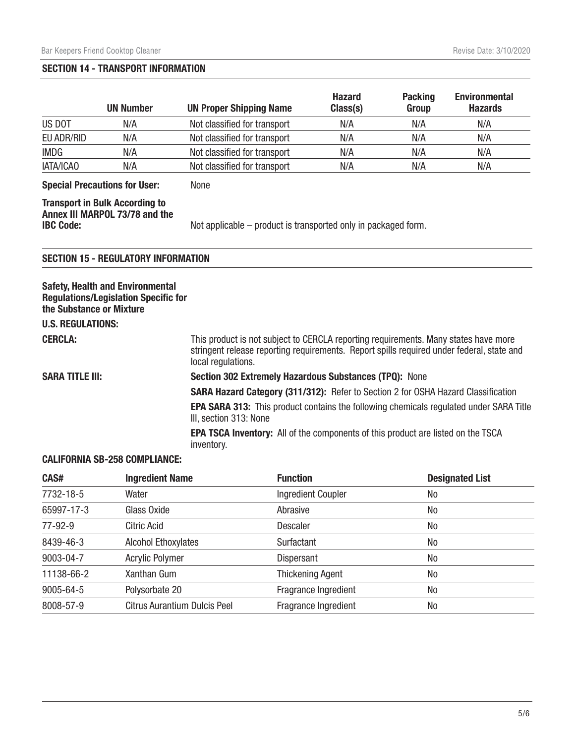## SECTION 14 - TRANSPORT INFORMATION

| | UN Number | UN Proper Shipping Name | Hazard Class(s) | Packing Group | Environmental Hazards |
|---|---|---|---|---|---|
| US DOT | N/A | Not classified for transport | N/A | N/A | N/A |
| EU ADR/RID | N/A | Not classified for transport | N/A | N/A | N/A |
| IMDG | N/A | Not classified for transport | N/A | N/A | N/A |
| IATA/ICAO | N/A | Not classified for transport | N/A | N/A | N/A |

**Special Precautions for User:** None

**Transport in Bulk According to Annex III MARPOL 73/78 and the IBC Code:** Not applicable – product is transported only in packaged form.

## SECTION 15 - REGULATORY INFORMATION

**Safety, Health and Environmental Regulations/Legislation Specific for the Substance or Mixture**

**U.S. REGULATIONS:**

**CERCLA:** This product is not subject to CERCLA reporting requirements. Many states have more stringent release reporting requirements. Report spills required under federal, state and local regulations.

**SARA TITLE III:** **Section 302 Extremely Hazardous Substances (TPQ):** None

**SARA Hazard Category (311/312):** Refer to Section 2 for OSHA Hazard Classification

**EPA SARA 313:** This product contains the following chemicals regulated under SARA Title III, section 313: None

**EPA TSCA Inventory:** All of the components of this product are listed on the TSCA inventory.

**CALIFORNIA SB-258 COMPLIANCE:**

| CAS# | Ingredient Name | Function | Designated List |
|---|---|---|---|
| 7732-18-5 | Water | Ingredient Coupler | No |
| 65997-17-3 | Glass Oxide | Abrasive | No |
| 77-92-9 | Citric Acid | Descaler | No |
| 8439-46-3 | Alcohol Ethoxylates | Surfactant | No |
| 9003-04-7 | Acrylic Polymer | Dispersant | No |
| 11138-66-2 | Xanthan Gum | Thickening Agent | No |
| 9005-64-5 | Polysorbate 20 | Fragrance Ingredient | No |
| 8008-57-9 | Citrus Aurantium Dulcis Peel | Fragrance Ingredient | No |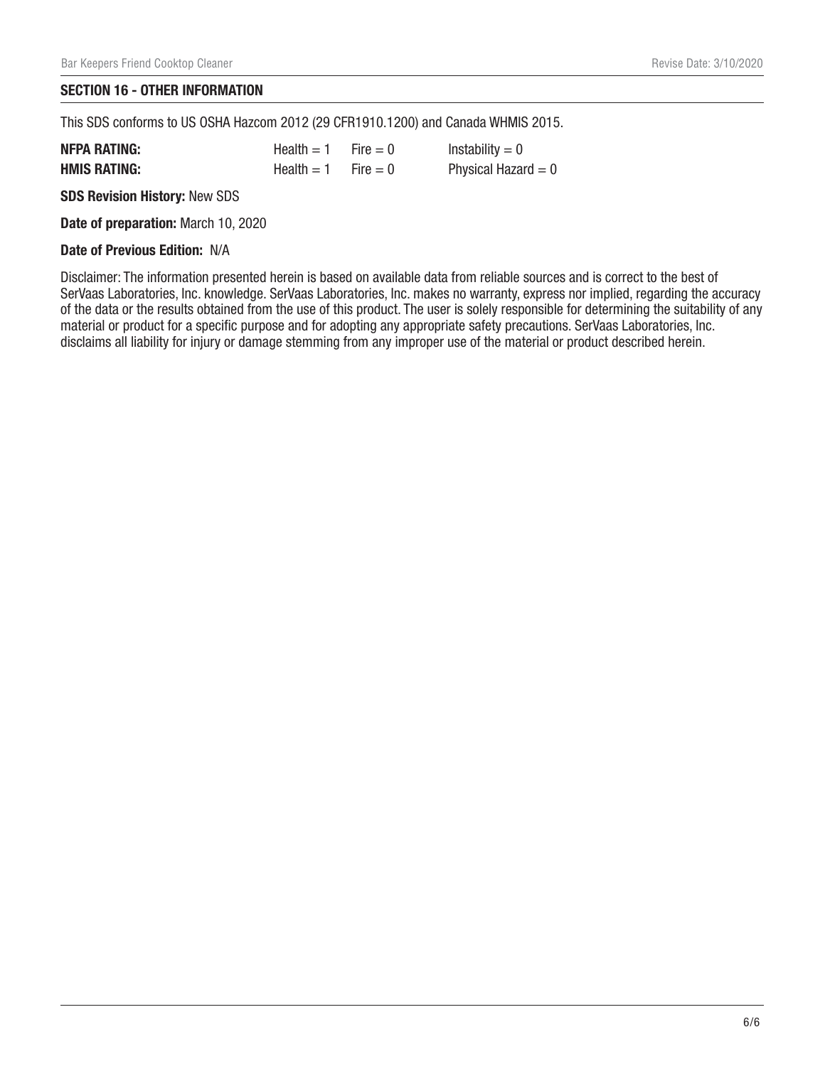## SECTION 16 - OTHER INFORMATION

This SDS conforms to US OSHA Hazcom 2012 (29 CFR1910.1200) and Canada WHMIS 2015.

| | | | |
|---|---|---|---|
| **NFPA RATING:** | Health = 1 | Fire = 0 | Instability = 0 |
| **HMIS RATING:** | Health = 1 | Fire = 0 | Physical Hazard = 0 |

**SDS Revision History:** New SDS

**Date of preparation:** March 10, 2020

**Date of Previous Edition:** N/A

Disclaimer: The information presented herein is based on available data from reliable sources and is correct to the best of SerVaas Laboratories, Inc. knowledge. SerVaas Laboratories, Inc. makes no warranty, express nor implied, regarding the accuracy of the data or the results obtained from the use of this product. The user is solely responsible for determining the suitability of any material or product for a specific purpose and for adopting any appropriate safety precautions. SerVaas Laboratories, Inc. disclaims all liability for injury or damage stemming from any improper use of the material or product described herein.